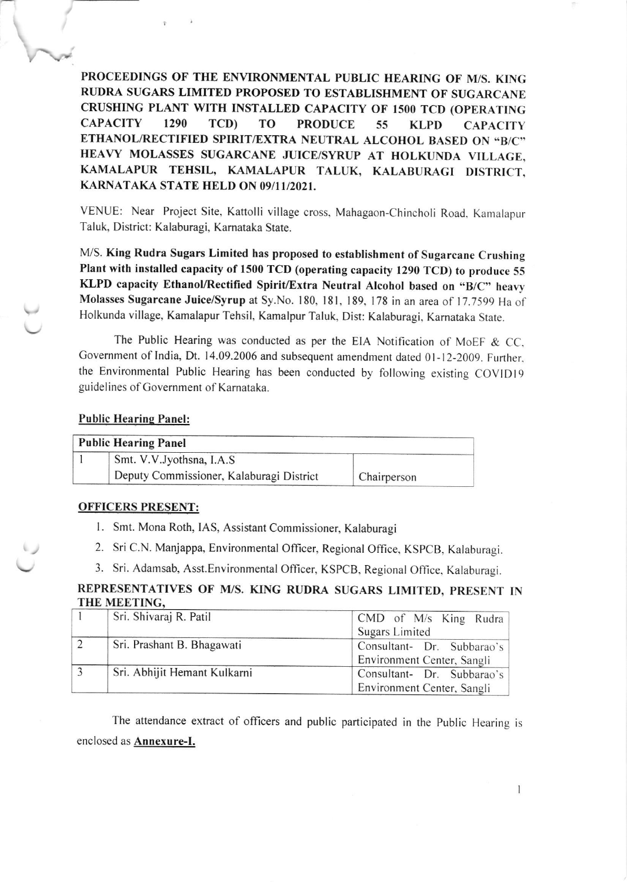# PROCEEDINGS OF THE ENVIRONMENTAL PUBLIC HEARING OF M/S. KING RUDRA SUGARS LIMITED PROPOSED TO ESTABLISHMENT OF SUGARCANE CRUSHING PLANT WITH INSTALLED CAPACITY OF 1500 TCD (OPERATING CAPACITY 1290 TCD) TO PRODUCE 55 KLPD CAPACITY ETHANOL/RECTIFIED SPIRIT/EXTRA NEUTRAL ALCOHOL BASED ON "B/C" HEAVY MOLASSES SUGARCANE JUICE/SYRUP AT HOLKUNDA VILLAGE, KAMALAPUR TEHSIL, KAMALAPUR TALUK, KALABURAGI DISTRICT, KARNATAKA STATE HELD ON 09/11/2021.

VENUE: Near Project Site, Kattolli village cross, Mahagaon-Chincholi Road, Kamalapur Taluk, District: Kalaburagi, Karnataka State.

M/S. **King Rudra Sugars Limited has proposed to establishment of Sugarcane Crushing Plant with installed capacity of 1500 TCD (operating capacity 1290 TCD) to produce 55 KLPD capacity Ethanol/Rectified Spirit/Extra Neutral Alcohol based on "B/C" heavy Molasses Sugarcane Juice/Syrup** at Sy.No. 180, 181, 189, 178 in an area of 17.7599 Ha of Holkunda village, Kamalapur Tehsil, Kamalpur Taluk, Dist: Kalaburagi, Karnataka State.

The Public Hearing was conducted as per the EIA Notification of MoEF & CC, Government of India, Dt. 14.09.2006 and subsequent amendment dated 01-12-2009. Further, the Environmental Public Hearing has been conducted by following existing COVID19 guidelines of Government of Karnataka.

## Public Hearing Panel:

| Public Hearing Panel | | |
|---|---|---|
| 1 | Smt. V.V.Jyothsna, I.A.S<br>Deputy Commissioner, Kalaburagi District | Chairperson |

## OFFICERS PRESENT:

1. Smt. Mona Roth, IAS, Assistant Commissioner, Kalaburagi
2. Sri C.N. Manjappa, Environmental Officer, Regional Office, KSPCB, Kalaburagi.
3. Sri. Adamsab, Asst.Environmental Officer, KSPCB, Regional Office, Kalaburagi.

## REPRESENTATIVES OF M/S. KING RUDRA SUGARS LIMITED, PRESENT IN THE MEETING,

| | | |
|---|---|---|
| 1 | Sri. Shivaraj R. Patil | CMD of M/s King Rudra Sugars Limited |
| 2 | Sri. Prashant B. Bhagawati | Consultant- Dr. Subbarao's Environment Center, Sangli |
| 3 | Sri. Abhijit Hemant Kulkarni | Consultant- Dr. Subbarao's Environment Center, Sangli |

The attendance extract of officers and public participated in the Public Hearing is enclosed as **Annexure-I.**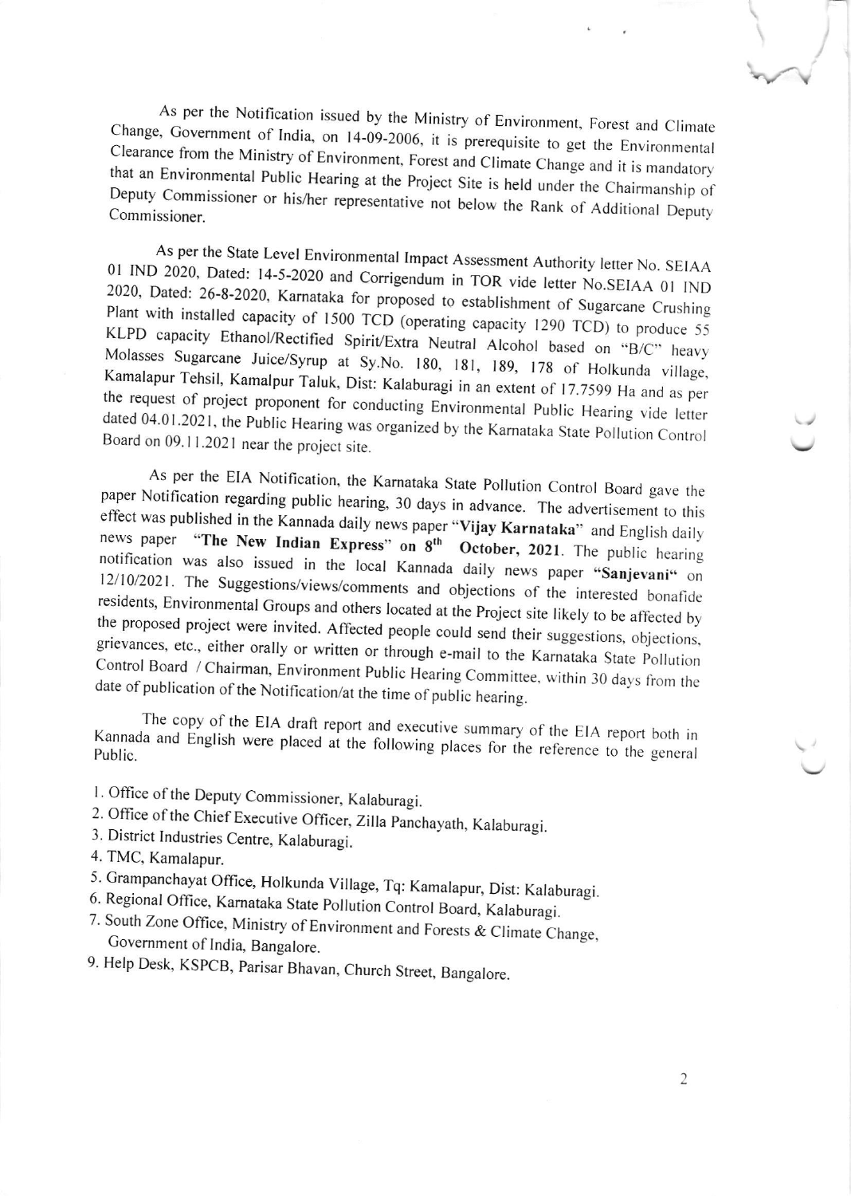As per the Notification issued by the Ministry of Environment, Forest and Climate Change, Government of India, on 14-09-2006, it is prerequisite to get the Environmental Clearance from the Ministry of Environment, Forest and Climate Change and it is mandatory that an Environmental Public Hearing at the Project Site is held under the Chairmanship of Deputy Commissioner or his/her representative not below the Rank of Additional Deputy Commissioner.

As per the State Level Environmental Impact Assessment Authority letter No. SEIAA 01 IND 2020, Dated: 14-5-2020 and Corrigendum in TOR vide letter No.SEIAA 01 IND 2020, Dated: 26-8-2020, Karnataka for proposed to establishment of Sugarcane Crushing Plant with installed capacity of 1500 TCD (operating capacity 1290 TCD) to produce 55 KLPD capacity Ethanol/Rectified Spirit/Extra Neutral Alcohol based on "B/C" heavy Molasses Sugarcane Juice/Syrup at Sy.No. 180, 181, 189, 178 of Holkunda village, Kamalapur Tehsil, Kamalpur Taluk, Dist: Kalaburagi in an extent of 17.7599 Ha and as per the request of project proponent for conducting Environmental Public Hearing vide letter dated 04.01.2021, the Public Hearing was organized by the Karnataka State Pollution Control Board on 09.11.2021 near the project site.

As per the EIA Notification, the Karnataka State Pollution Control Board gave the paper Notification regarding public hearing, 30 days in advance. The advertisement to this effect was published in the Kannada daily news paper "**Vijay Karnataka**" and English daily news paper "**The New Indian Express**" on **8th October, 2021**. The public hearing notification was also issued in the local Kannada daily news paper "**Sanjevani**" on 12/10/2021. The Suggestions/views/comments and objections of the interested bonafide residents, Environmental Groups and others located at the Project site likely to be affected by the proposed project were invited. Affected people could send their suggestions, objections, grievances, etc., either orally or written or through e-mail to the Karnataka State Pollution Control Board / Chairman, Environment Public Hearing Committee, within 30 days from the date of publication of the Notification/at the time of public hearing.

The copy of the EIA draft report and executive summary of the EIA report both in Kannada and English were placed at the following places for the reference to the general Public.

1. Office of the Deputy Commissioner, Kalaburagi.
2. Office of the Chief Executive Officer, Zilla Panchayath, Kalaburagi.
3. District Industries Centre, Kalaburagi.
4. TMC, Kamalapur.
5. Grampanchayat Office, Holkunda Village, Tq: Kamalapur, Dist: Kalaburagi.
6. Regional Office, Karnataka State Pollution Control Board, Kalaburagi.
7. South Zone Office, Ministry of Environment and Forests & Climate Change, Government of India, Bangalore.
9. Help Desk, KSPCB, Parisar Bhavan, Church Street, Bangalore.